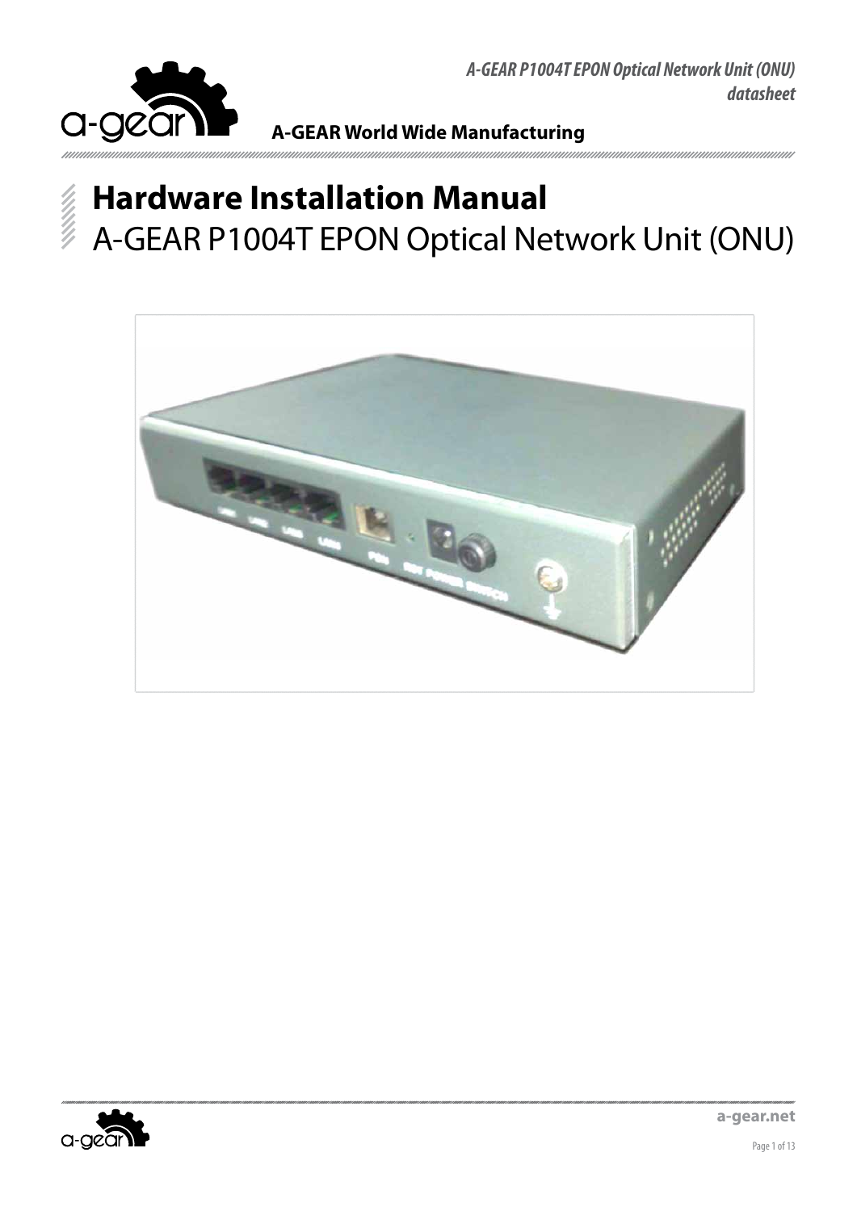*A-GEAR P1004T EPON Optical Network Unit (ONU)*
*datasheet*

**A-GEAR World Wide Manufacturing**

# Hardware Installation Manual

## A-GEAR P1004T EPON Optical Network Unit (ONU)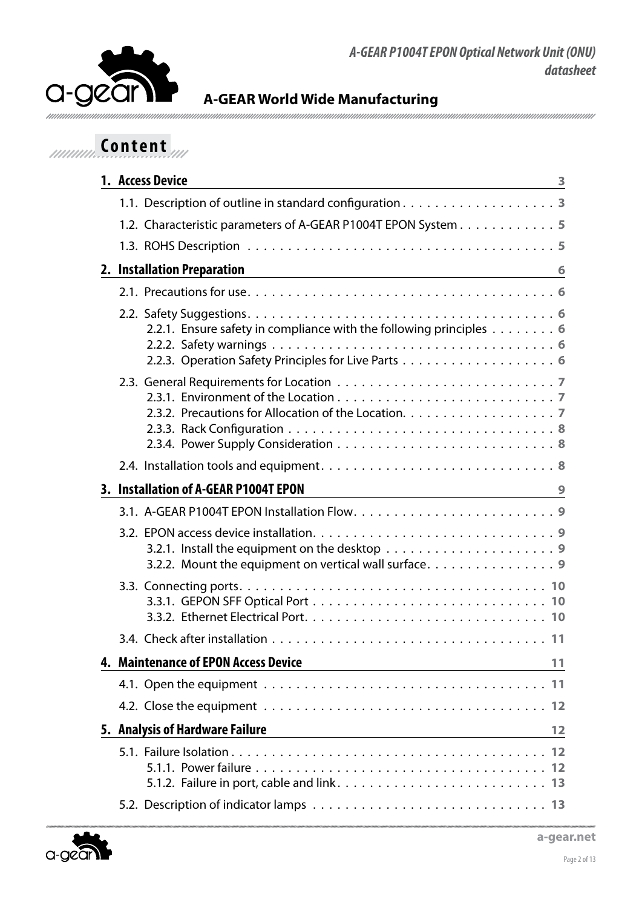# Content

**1. Access Device** 3

- 1.1. Description of outline in standard configuration . . . 3
- 1.2. Characteristic parameters of A-GEAR P1004T EPON System . . . 5
- 1.3. ROHS Description . . . 5

**2. Installation Preparation** 6

- 2.1. Precautions for use . . . 6
- 2.2. Safety Suggestions . . . 6
  - 2.2.1. Ensure safety in compliance with the following principles . . . 6
  - 2.2.2. Safety warnings . . . 6
  - 2.2.3. Operation Safety Principles for Live Parts . . . 6
- 2.3. General Requirements for Location . . . 7
  - 2.3.1. Environment of the Location . . . 7
  - 2.3.2. Precautions for Allocation of the Location. . . . 7
  - 2.3.3. Rack Configuration . . . 8
  - 2.3.4. Power Supply Consideration . . . 8
- 2.4. Installation tools and equipment . . . 8

**3. Installation of A-GEAR P1004T EPON** 9

- 3.1. A-GEAR P1004T EPON Installation Flow . . . 9
- 3.2. EPON access device installation . . . 9
  - 3.2.1. Install the equipment on the desktop . . . 9
  - 3.2.2. Mount the equipment on vertical wall surface . . . 9
- 3.3. Connecting ports . . . 10
  - 3.3.1. GEPON SFF Optical Port . . . 10
  - 3.3.2. Ethernet Electrical Port . . . 10
- 3.4. Check after installation . . . 11

**4. Maintenance of EPON Access Device** 11

- 4.1. Open the equipment . . . 11
- 4.2. Close the equipment . . . 12

**5. Analysis of Hardware Failure** 12

- 5.1. Failure Isolation . . . 12
  - 5.1.1. Power failure . . . 12
  - 5.1.2. Failure in port, cable and link . . . 13
- 5.2. Description of indicator lamps . . . 13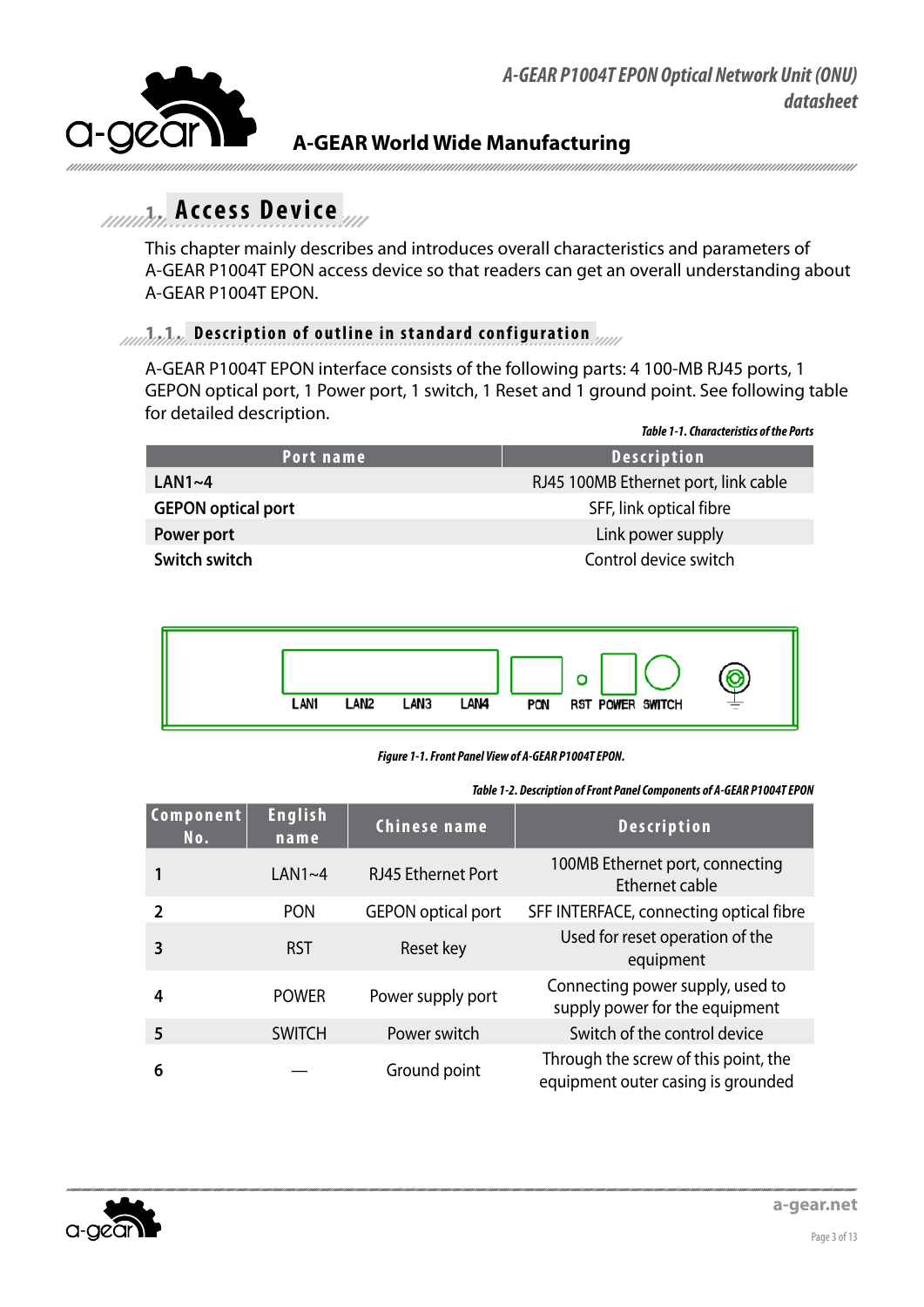# 1. Access Device

This chapter mainly describes and introduces overall characteristics and parameters of A-GEAR P1004T EPON access device so that readers can get an overall understanding about A-GEAR P1004T EPON.

## 1.1. Description of outline in standard configuration

A-GEAR P1004T EPON interface consists of the following parts: 4 100-MB RJ45 ports, 1 GEPON optical port, 1 Power port, 1 switch, 1 Reset and 1 ground point. See following table for detailed description.

*Table 1-1. Characteristics of the Ports*

| Port name | Description |
|---|---|
| **LAN1~4** | RJ45 100MB Ethernet port, link cable |
| **GEPON optical port** | SFF, link optical fibre |
| **Power port** | Link power supply |
| **Switch switch** | Control device switch |

LAN1 LAN2 LAN3 LAN4 PON RST POWER SWITCH

*Figure 1-1. Front Panel View of A-GEAR P1004T EPON.*

*Table 1-2. Description of Front Panel Components of A-GEAR P1004T EPON*

| Component No. | English name | Chinese name | Description |
|---|---|---|---|
| **1** | LAN1~4 | RJ45 Ethernet Port | 100MB Ethernet port, connecting Ethernet cable |
| **2** | PON | GEPON optical port | SFF INTERFACE, connecting optical fibre |
| **3** | RST | Reset key | Used for reset operation of the equipment |
| **4** | POWER | Power supply port | Connecting power supply, used to supply power for the equipment |
| **5** | SWITCH | Power switch | Switch of the control device |
| **6** | — | Ground point | Through the screw of this point, the equipment outer casing is grounded |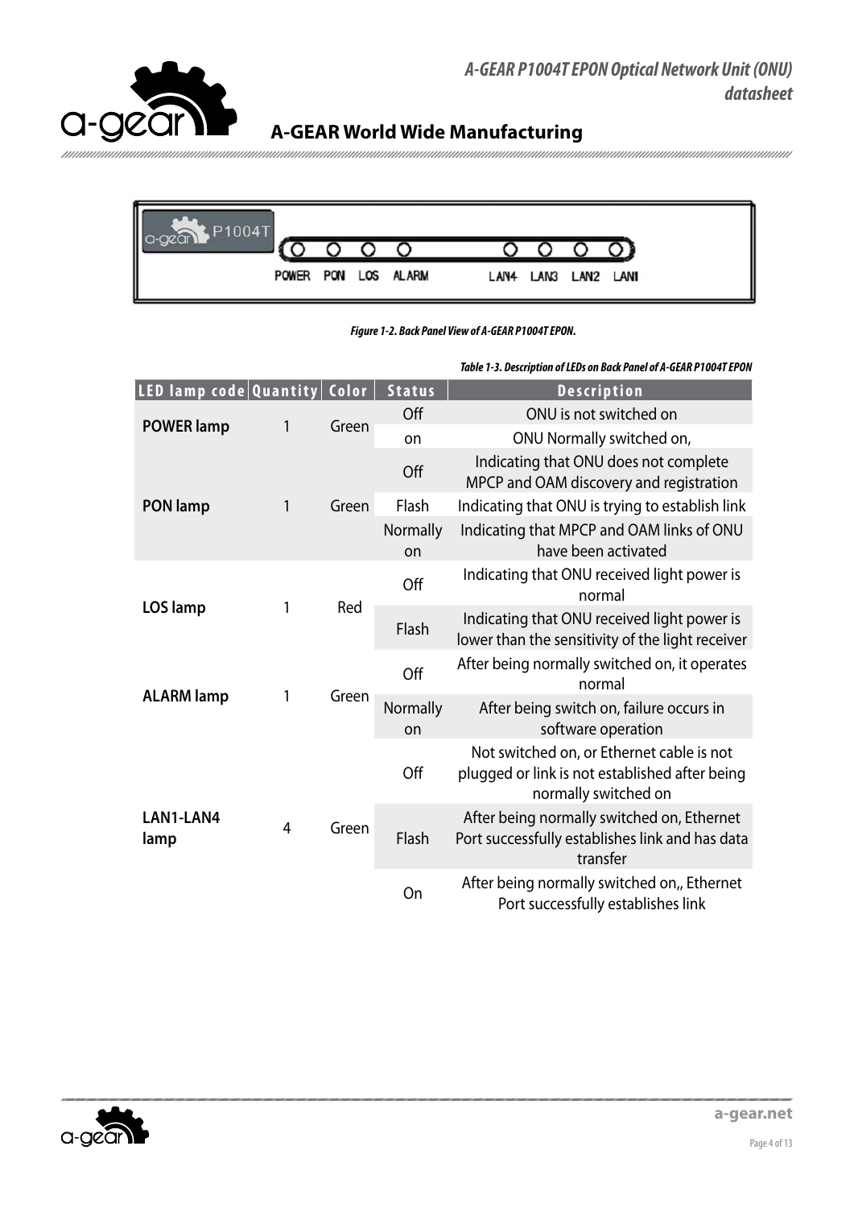POWER PON LOS ALARM LAN4 LAN3 LAN2 LAN1

*Figure 1-2. Back Panel View of A-GEAR P1004T EPON.*

*Table 1-3. Description of LEDs on Back Panel of A-GEAR P1004T EPON*

| LED lamp code | Quantity | Color | Status | Description |
|---|---|---|---|---|
| **POWER lamp** | 1 | Green | Off | ONU is not switched on |
| | | | on | ONU Normally switched on, |
| **PON lamp** | 1 | Green | Off | Indicating that ONU does not complete MPCP and OAM discovery and registration |
| | | | Flash | Indicating that ONU is trying to establish link |
| | | | Normally on | Indicating that MPCP and OAM links of ONU have been activated |
| **LOS lamp** | 1 | Red | Off | Indicating that ONU received light power is normal |
| | | | Flash | Indicating that ONU received light power is lower than the sensitivity of the light receiver |
| **ALARM lamp** | 1 | Green | Off | After being normally switched on, it operates normal |
| | | | Normally on | After being switch on, failure occurs in software operation |
| **LAN1-LAN4 lamp** | 4 | Green | Off | Not switched on, or Ethernet cable is not plugged or link is not established after being normally switched on |
| | | | Flash | After being normally switched on, Ethernet Port successfully establishes link and has data transfer |
| | | | On | After being normally switched on,, Ethernet Port successfully establishes link |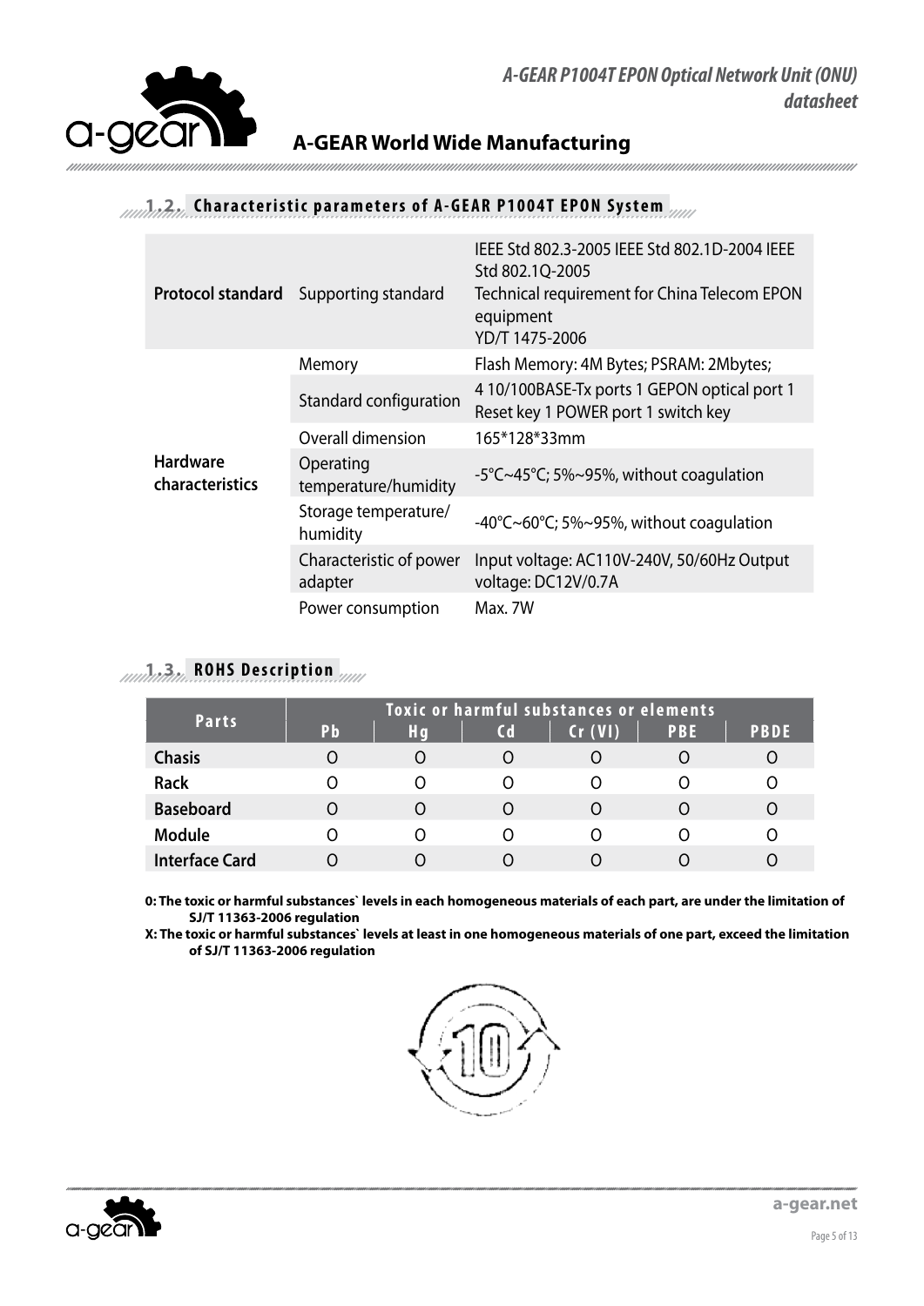## 1.2. Characteristic parameters of A-GEAR P1004T EPON System

| | | |
|---|---|---|
| **Protocol standard** | Supporting standard | IEEE Std 802.3-2005 IEEE Std 802.1D-2004 IEEE Std 802.1Q-2005<br>Technical requirement for China Telecom EPON equipment<br>YD/T 1475-2006 |
| **Hardware characteristics** | Memory | Flash Memory: 4M Bytes; PSRAM: 2Mbytes; |
| | Standard configuration | 4 10/100BASE-Tx ports 1 GEPON optical port 1 Reset key 1 POWER port 1 switch key |
| | Overall dimension | 165*128*33mm |
| | Operating temperature/humidity | -5℃~45℃; 5%~95%, without coagulation |
| | Storage temperature/ humidity | -40℃~60℃; 5%~95%, without coagulation |
| | Characteristic of power adapter | Input voltage: AC110V-240V, 50/60Hz Output voltage: DC12V/0.7A |
| | Power consumption | Max. 7W |

## 1.3. ROHS Description

| Parts | Toxic or harmful substances or elements | | | | | |
|---|---|---|---|---|---|---|
| | Pb | Hg | Cd | Cr (VI) | PBE | PBDE |
| **Chasis** | O | O | O | O | O | O |
| **Rack** | O | O | O | O | O | O |
| **Baseboard** | O | O | O | O | O | O |
| **Module** | O | O | O | O | O | O |
| **Interface Card** | O | O | O | O | O | O |

**0: The toxic or harmful substances` levels in each homogeneous materials of each part, are under the limitation of SJ/T 11363-2006 regulation**

**X: The toxic or harmful substances` levels at least in one homogeneous materials of one part, exceed the limitation of SJ/T 11363-2006 regulation**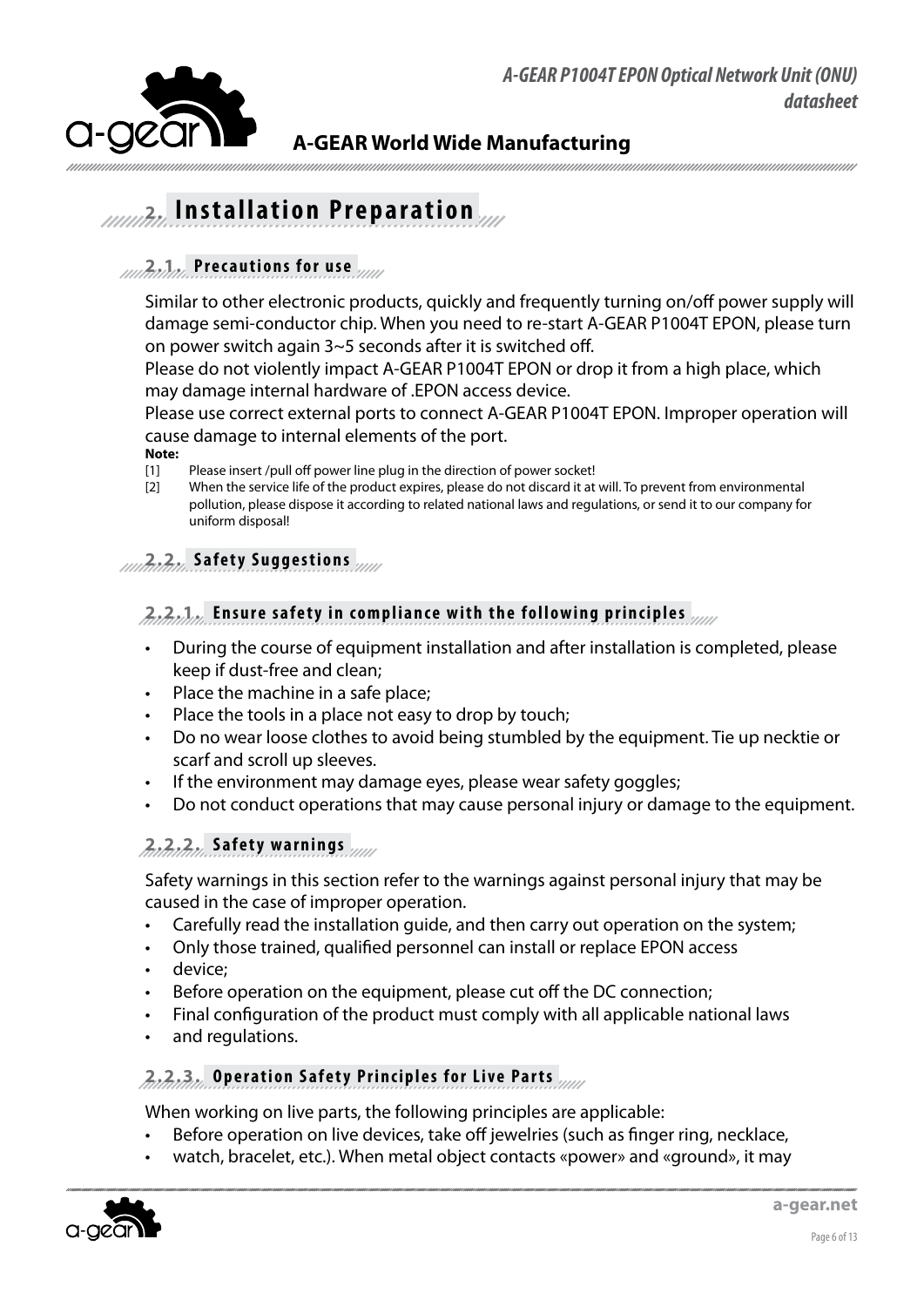# 2. Installation Preparation

## 2.1. Precautions for use

Similar to other electronic products, quickly and frequently turning on/off power supply will damage semi-conductor chip. When you need to re-start A-GEAR P1004T EPON, please turn on power switch again 3~5 seconds after it is switched off.
Please do not violently impact A-GEAR P1004T EPON or drop it from a high place, which may damage internal hardware of .EPON access device.
Please use correct external ports to connect A-GEAR P1004T EPON. Improper operation will cause damage to internal elements of the port.

**Note:**

[1] Please insert /pull off power line plug in the direction of power socket!

[2] When the service life of the product expires, please do not discard it at will. To prevent from environmental pollution, please dispose it according to related national laws and regulations, or send it to our company for uniform disposal!

## 2.2. Safety Suggestions

### 2.2.1. Ensure safety in compliance with the following principles

- During the course of equipment installation and after installation is completed, please keep if dust-free and clean;
- Place the machine in a safe place;
- Place the tools in a place not easy to drop by touch;
- Do no wear loose clothes to avoid being stumbled by the equipment. Tie up necktie or scarf and scroll up sleeves.
- If the environment may damage eyes, please wear safety goggles;
- Do not conduct operations that may cause personal injury or damage to the equipment.

### 2.2.2. Safety warnings

Safety warnings in this section refer to the warnings against personal injury that may be caused in the case of improper operation.

- Carefully read the installation guide, and then carry out operation on the system;
- Only those trained, qualified personnel can install or replace EPON access
- device;
- Before operation on the equipment, please cut off the DC connection;
- Final configuration of the product must comply with all applicable national laws
- and regulations.

### 2.2.3. Operation Safety Principles for Live Parts

When working on live parts, the following principles are applicable:

- Before operation on live devices, take off jewelries (such as finger ring, necklace,
- watch, bracelet, etc.). When metal object contacts «power» and «ground», it may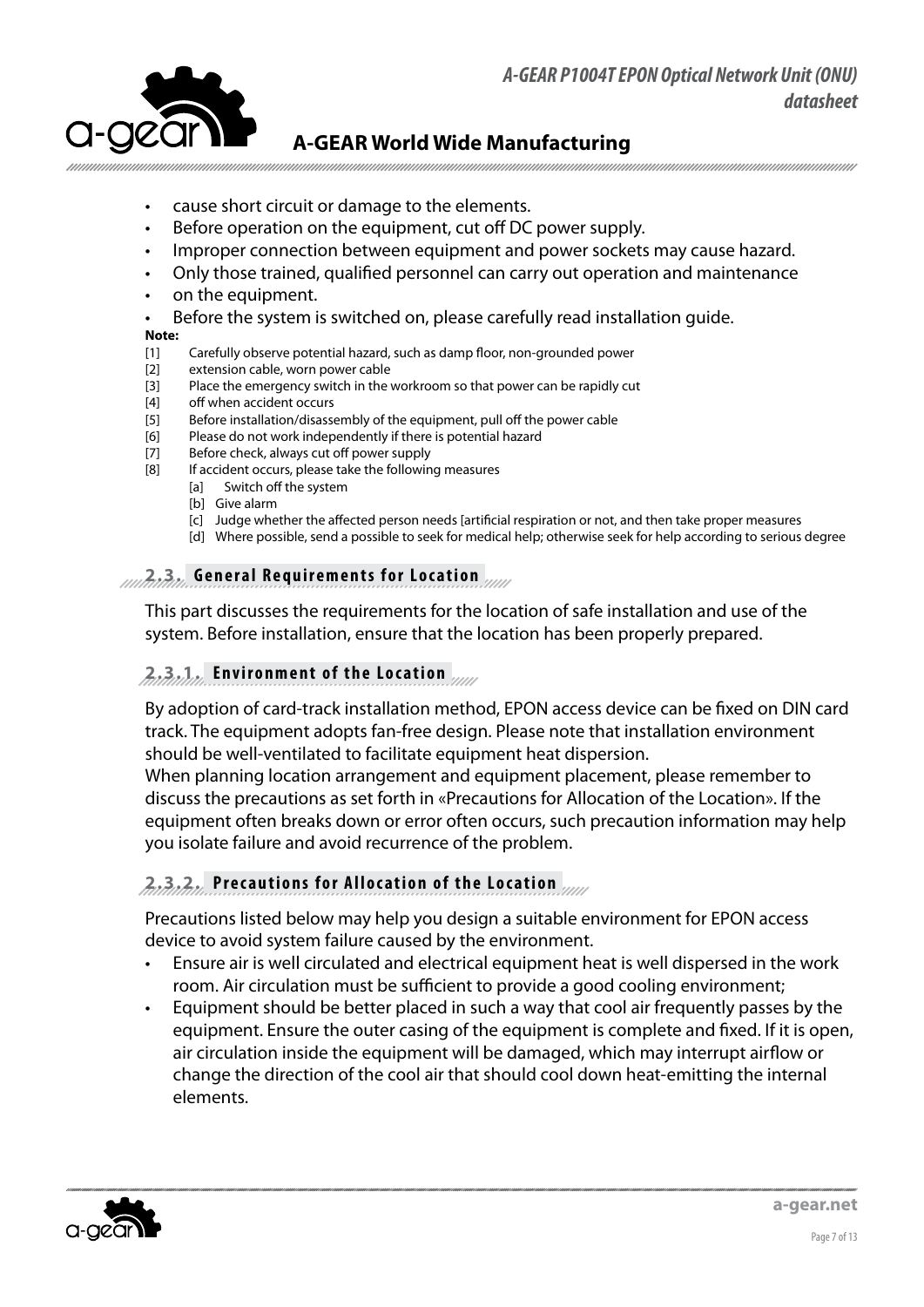- cause short circuit or damage to the elements.
- Before operation on the equipment, cut off DC power supply.
- Improper connection between equipment and power sockets may cause hazard.
- Only those trained, qualified personnel can carry out operation and maintenance
- on the equipment.
- Before the system is switched on, please carefully read installation guide.

**Note:**

[1] Carefully observe potential hazard, such as damp floor, non-grounded power
[2] extension cable, worn power cable
[3] Place the emergency switch in the workroom so that power can be rapidly cut
[4] off when accident occurs
[5] Before installation/disassembly of the equipment, pull off the power cable
[6] Please do not work independently if there is potential hazard
[7] Before check, always cut off power supply
[8] If accident occurs, please take the following measures
  [a] Switch off the system
  [b] Give alarm
  [c] Judge whether the affected person needs [artificial respiration or not, and then take proper measures
  [d] Where possible, send a possible to seek for medical help; otherwise seek for help according to serious degree

## 2.3. General Requirements for Location

This part discusses the requirements for the location of safe installation and use of the system. Before installation, ensure that the location has been properly prepared.

### 2.3.1. Environment of the Location

By adoption of card-track installation method, EPON access device can be fixed on DIN card track. The equipment adopts fan-free design. Please note that installation environment should be well-ventilated to facilitate equipment heat dispersion.
When planning location arrangement and equipment placement, please remember to discuss the precautions as set forth in «Precautions for Allocation of the Location». If the equipment often breaks down or error often occurs, such precaution information may help you isolate failure and avoid recurrence of the problem.

### 2.3.2. Precautions for Allocation of the Location

Precautions listed below may help you design a suitable environment for EPON access device to avoid system failure caused by the environment.

- Ensure air is well circulated and electrical equipment heat is well dispersed in the work room. Air circulation must be sufficient to provide a good cooling environment;
- Equipment should be better placed in such a way that cool air frequently passes by the equipment. Ensure the outer casing of the equipment is complete and fixed. If it is open, air circulation inside the equipment will be damaged, which may interrupt airflow or change the direction of the cool air that should cool down heat-emitting the internal elements.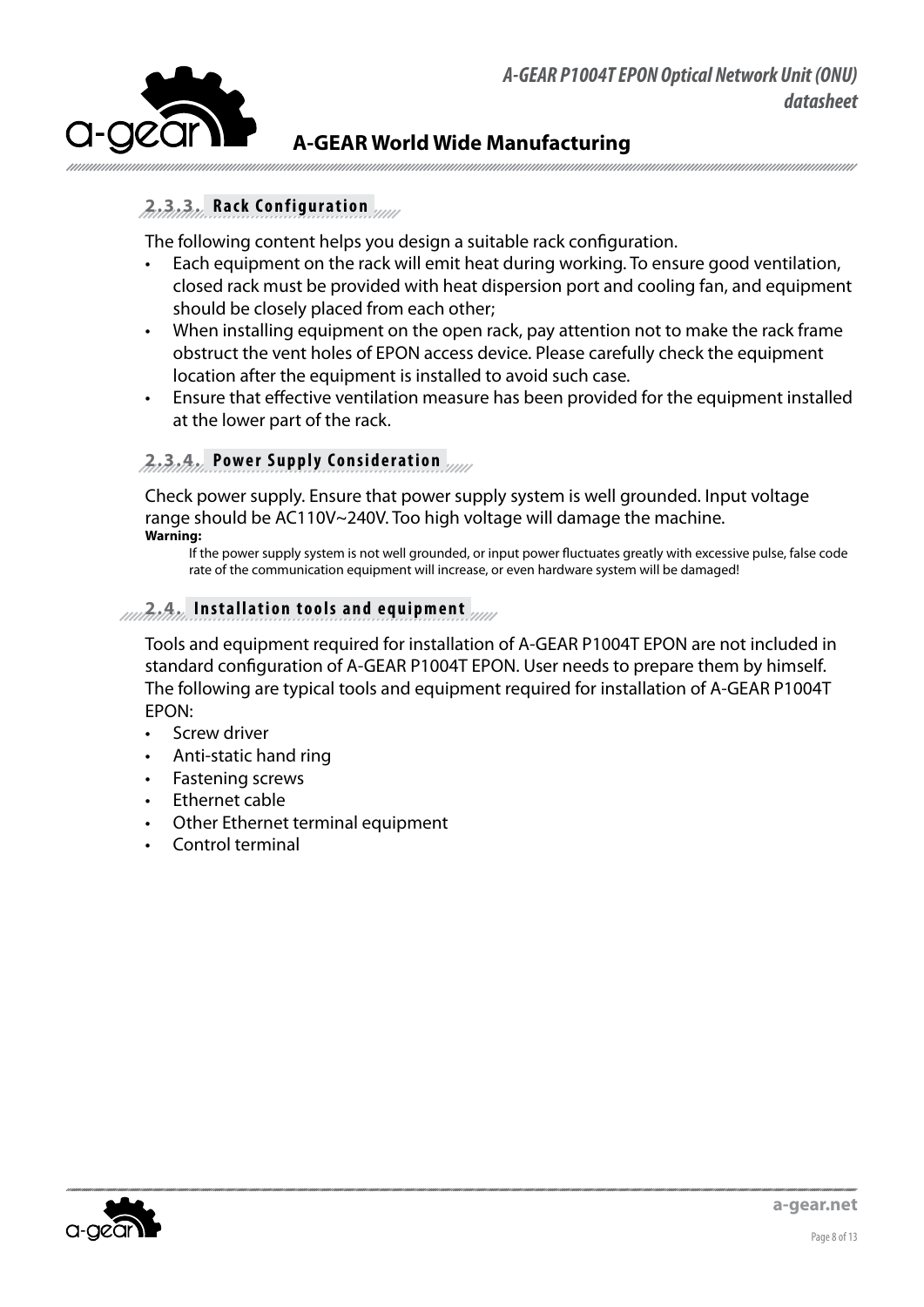#### 2.3.3. Rack Configuration

The following content helps you design a suitable rack configuration.

- Each equipment on the rack will emit heat during working. To ensure good ventilation, closed rack must be provided with heat dispersion port and cooling fan, and equipment should be closely placed from each other;
- When installing equipment on the open rack, pay attention not to make the rack frame obstruct the vent holes of EPON access device. Please carefully check the equipment location after the equipment is installed to avoid such case.
- Ensure that effective ventilation measure has been provided for the equipment installed at the lower part of the rack.

#### 2.3.4. Power Supply Consideration

Check power supply. Ensure that power supply system is well grounded. Input voltage range should be AC110V~240V. Too high voltage will damage the machine.

**Warning:**

If the power supply system is not well grounded, or input power fluctuates greatly with excessive pulse, false code rate of the communication equipment will increase, or even hardware system will be damaged!

### 2.4. Installation tools and equipment

Tools and equipment required for installation of A-GEAR P1004T EPON are not included in standard configuration of A-GEAR P1004T EPON. User needs to prepare them by himself. The following are typical tools and equipment required for installation of A-GEAR P1004T EPON:

- Screw driver
- Anti-static hand ring
- Fastening screws
- Ethernet cable
- Other Ethernet terminal equipment
- Control terminal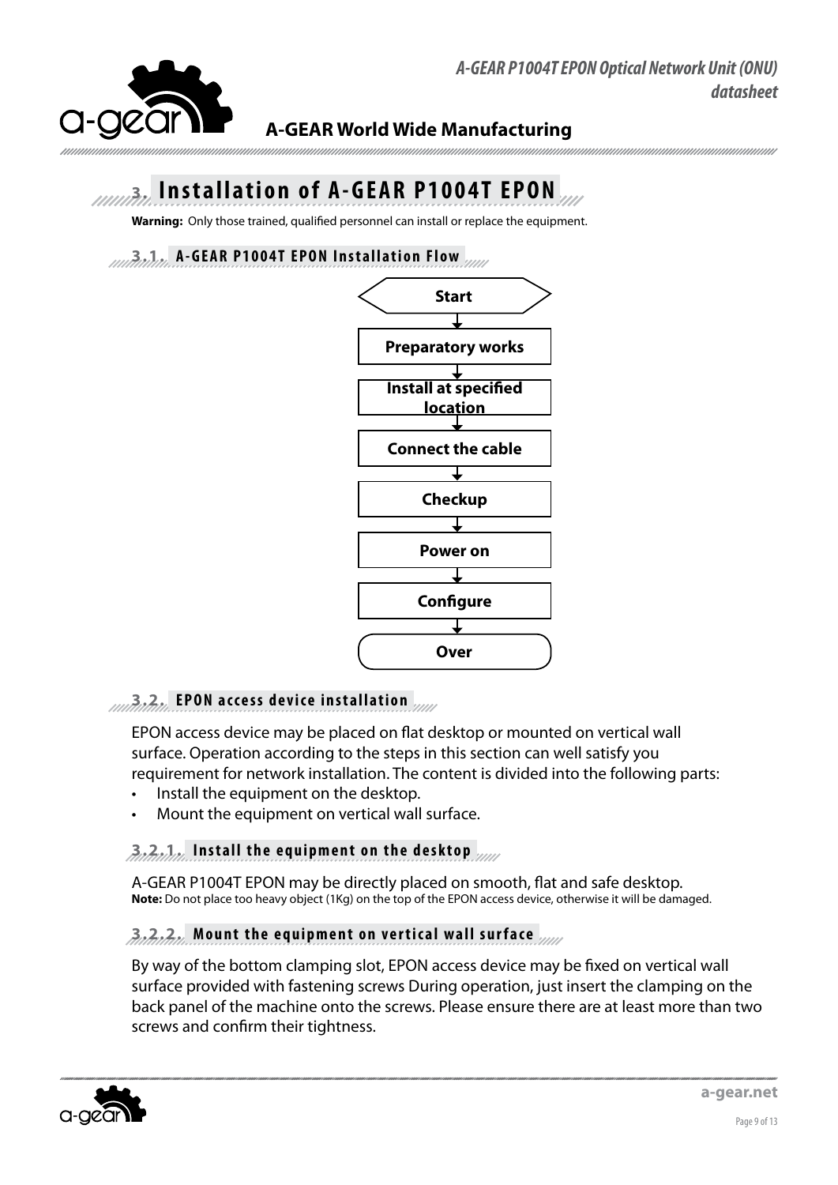# 3. Installation of A-GEAR P1004T EPON

**Warning:** Only those trained, qualified personnel can install or replace the equipment.

## 3.1. A-GEAR P1004T EPON Installation Flow

Start → Preparatory works → Install at specified location → Connect the cable → Checkup → Power on → Configure → Over

## 3.2. EPON access device installation

EPON access device may be placed on flat desktop or mounted on vertical wall surface. Operation according to the steps in this section can well satisfy you requirement for network installation. The content is divided into the following parts:

- Install the equipment on the desktop.
- Mount the equipment on vertical wall surface.

### 3.2.1. Install the equipment on the desktop

A-GEAR P1004T EPON may be directly placed on smooth, flat and safe desktop.
**Note:** Do not place too heavy object (1Kg) on the top of the EPON access device, otherwise it will be damaged.

### 3.2.2. Mount the equipment on vertical wall surface

By way of the bottom clamping slot, EPON access device may be fixed on vertical wall surface provided with fastening screws During operation, just insert the clamping on the back panel of the machine onto the screws. Please ensure there are at least more than two screws and confirm their tightness.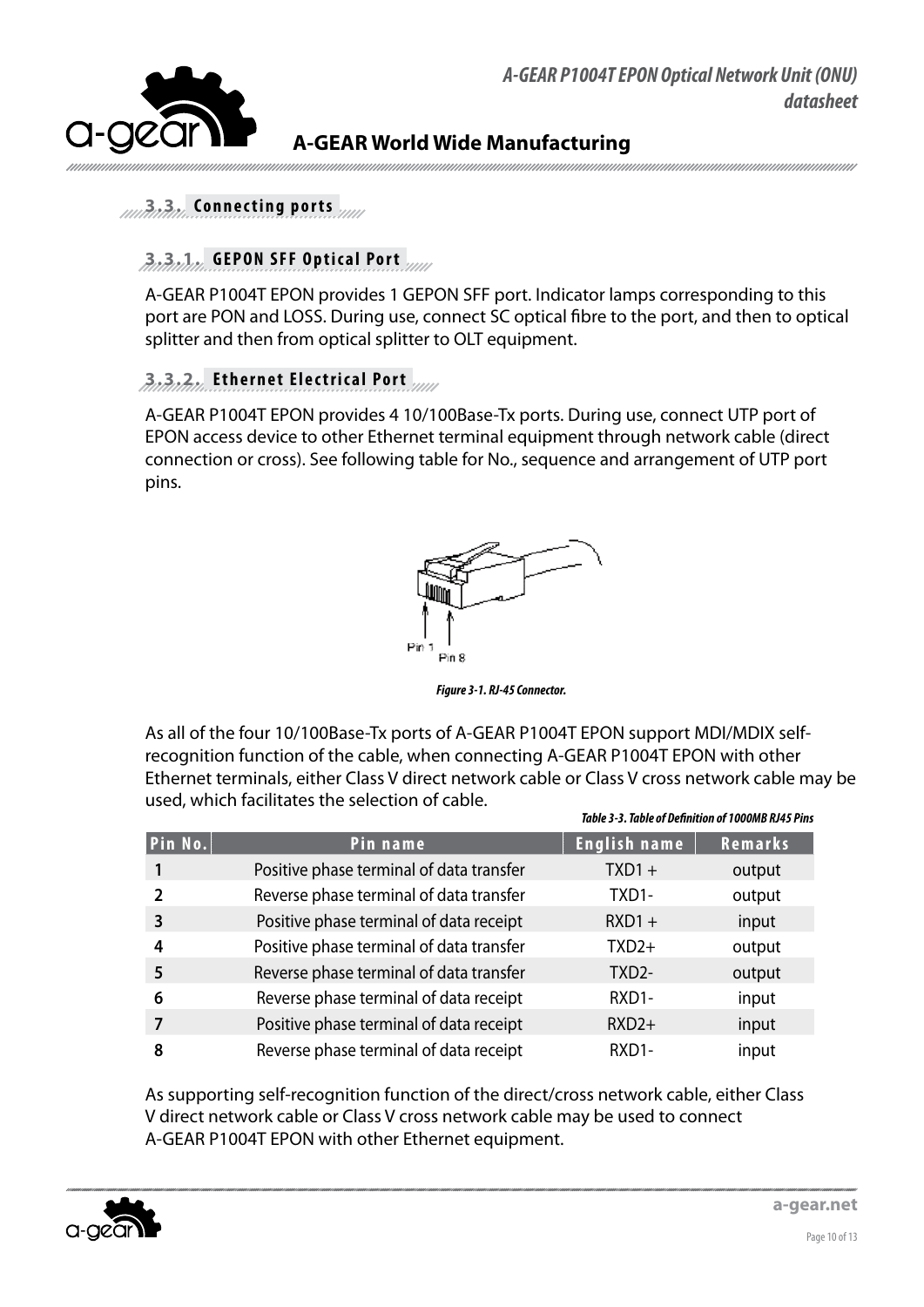## 3.3. Connecting ports

### 3.3.1. GEPON SFF Optical Port

A-GEAR P1004T EPON provides 1 GEPON SFF port. Indicator lamps corresponding to this port are PON and LOSS. During use, connect SC optical fibre to the port, and then to optical splitter and then from optical splitter to OLT equipment.

### 3.3.2. Ethernet Electrical Port

A-GEAR P1004T EPON provides 4 10/100Base-Tx ports. During use, connect UTP port of EPON access device to other Ethernet terminal equipment through network cable (direct connection or cross). See following table for No., sequence and arrangement of UTP port pins.

Pin 1
Pin 8

*Figure 3-1. RJ-45 Connector.*

As all of the four 10/100Base-Tx ports of A-GEAR P1004T EPON support MDI/MDIX self-recognition function of the cable, when connecting A-GEAR P1004T EPON with other Ethernet terminals, either Class V direct network cable or Class V cross network cable may be used, which facilitates the selection of cable.

*Table 3-3. Table of Definition of 1000MB RJ45 Pins*

| Pin No. | Pin name | English name | Remarks |
|---|---|---|---|
| 1 | Positive phase terminal of data transfer | TXD1 + | output |
| 2 | Reverse phase terminal of data transfer | TXD1- | output |
| 3 | Positive phase terminal of data receipt | RXD1 + | input |
| 4 | Positive phase terminal of data transfer | TXD2+ | output |
| 5 | Reverse phase terminal of data transfer | TXD2- | output |
| 6 | Reverse phase terminal of data receipt | RXD1- | input |
| 7 | Positive phase terminal of data receipt | RXD2+ | input |
| 8 | Reverse phase terminal of data receipt | RXD1- | input |

As supporting self-recognition function of the direct/cross network cable, either Class V direct network cable or Class V cross network cable may be used to connect A-GEAR P1004T EPON with other Ethernet equipment.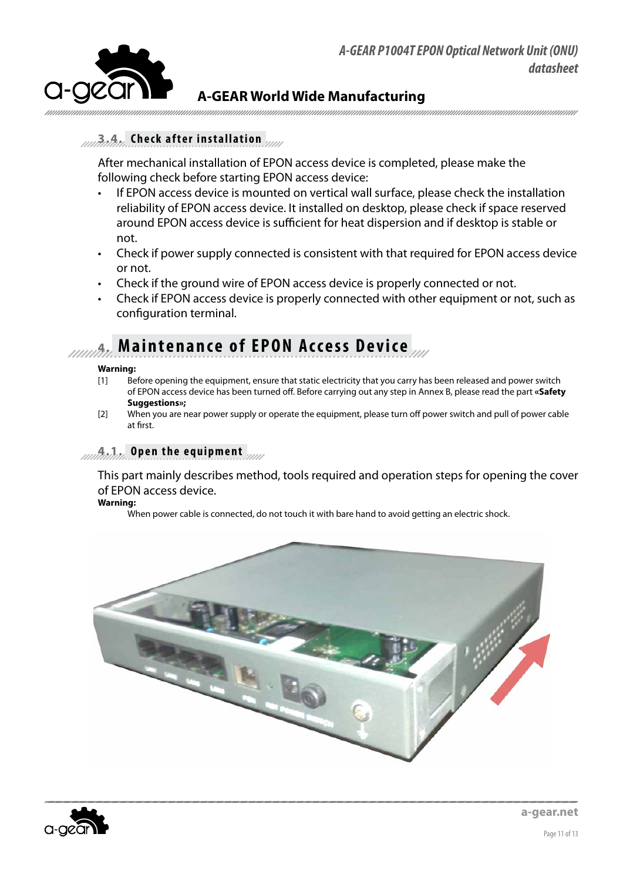### 3.4. Check after installation

After mechanical installation of EPON access device is completed, please make the following check before starting EPON access device:

- If EPON access device is mounted on vertical wall surface, please check the installation reliability of EPON access device. It installed on desktop, please check if space reserved around EPON access device is sufficient for heat dispersion and if desktop is stable or not.
- Check if power supply connected is consistent with that required for EPON access device or not.
- Check if the ground wire of EPON access device is properly connected or not.
- Check if EPON access device is properly connected with other equipment or not, such as configuration terminal.

## 4. Maintenance of EPON Access Device

**Warning:**

[1] Before opening the equipment, ensure that static electricity that you carry has been released and power switch of EPON access device has been turned off. Before carrying out any step in Annex B, please read the part **«Safety Suggestions»;**

[2] When you are near power supply or operate the equipment, please turn off power switch and pull of power cable at first.

### 4.1. Open the equipment

This part mainly describes method, tools required and operation steps for opening the cover of EPON access device.

**Warning:**

When power cable is connected, do not touch it with bare hand to avoid getting an electric shock.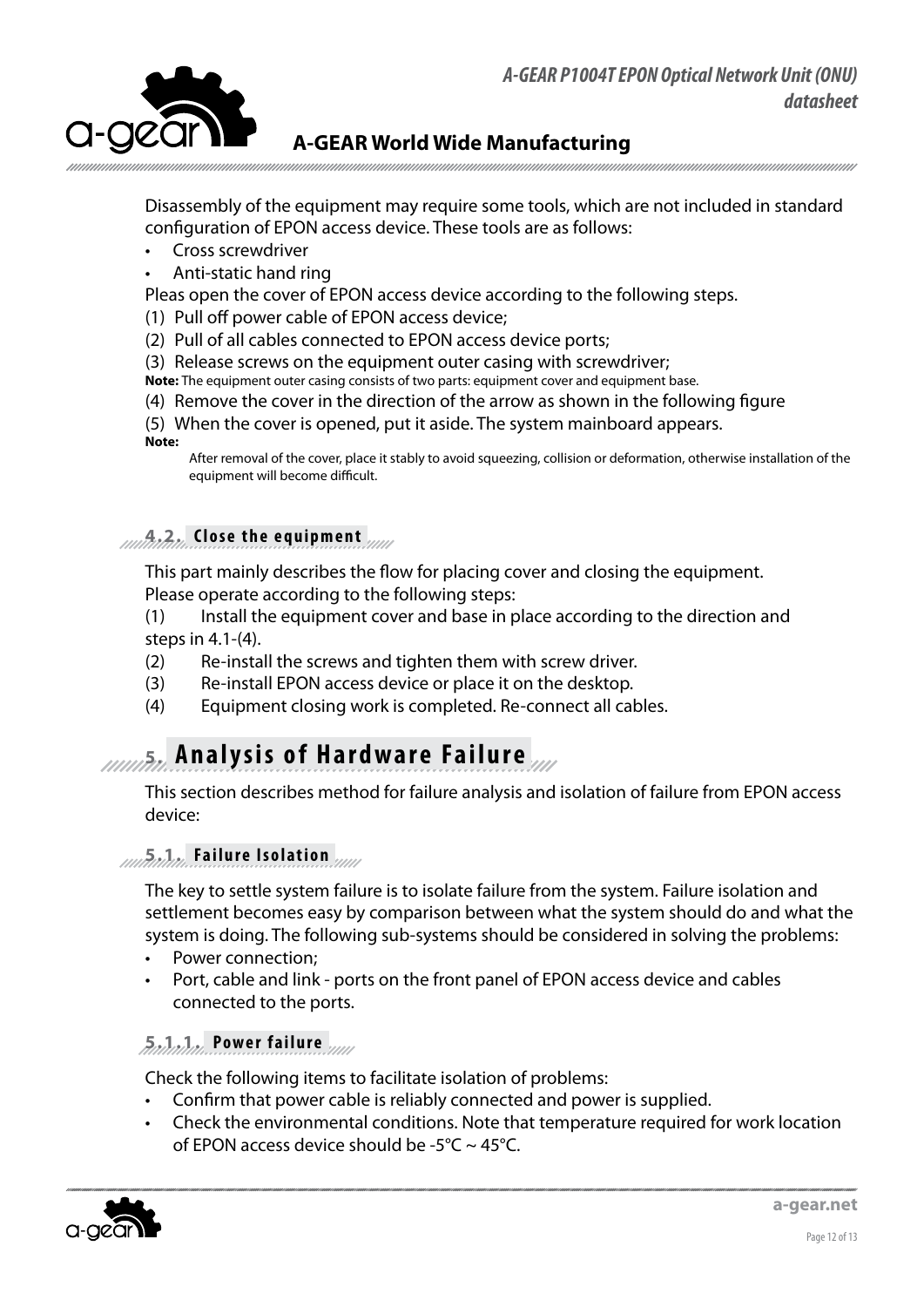Disassembly of the equipment may require some tools, which are not included in standard configuration of EPON access device. These tools are as follows:

- Cross screwdriver
- Anti-static hand ring

Pleas open the cover of EPON access device according to the following steps.

(1) Pull off power cable of EPON access device;

(2) Pull of all cables connected to EPON access device ports;

(3) Release screws on the equipment outer casing with screwdriver;

**Note:** The equipment outer casing consists of two parts: equipment cover and equipment base.

(4) Remove the cover in the direction of the arrow as shown in the following figure

(5) When the cover is opened, put it aside. The system mainboard appears.

**Note:**

After removal of the cover, place it stably to avoid squeezing, collision or deformation, otherwise installation of the equipment will become difficult.

### 4.2. Close the equipment

This part mainly describes the flow for placing cover and closing the equipment. Please operate according to the following steps:

(1) Install the equipment cover and base in place according to the direction and steps in 4.1-(4).

(2) Re-install the screws and tighten them with screw driver.

(3) Re-install EPON access device or place it on the desktop.

(4) Equipment closing work is completed. Re-connect all cables.

## 5. Analysis of Hardware Failure

This section describes method for failure analysis and isolation of failure from EPON access device:

### 5.1. Failure Isolation

The key to settle system failure is to isolate failure from the system. Failure isolation and settlement becomes easy by comparison between what the system should do and what the system is doing. The following sub-systems should be considered in solving the problems:

- Power connection;
- Port, cable and link - ports on the front panel of EPON access device and cables connected to the ports.

#### 5.1.1. Power failure

Check the following items to facilitate isolation of problems:

- Confirm that power cable is reliably connected and power is supplied.
- Check the environmental conditions. Note that temperature required for work location of EPON access device should be -5°C ~ 45°C.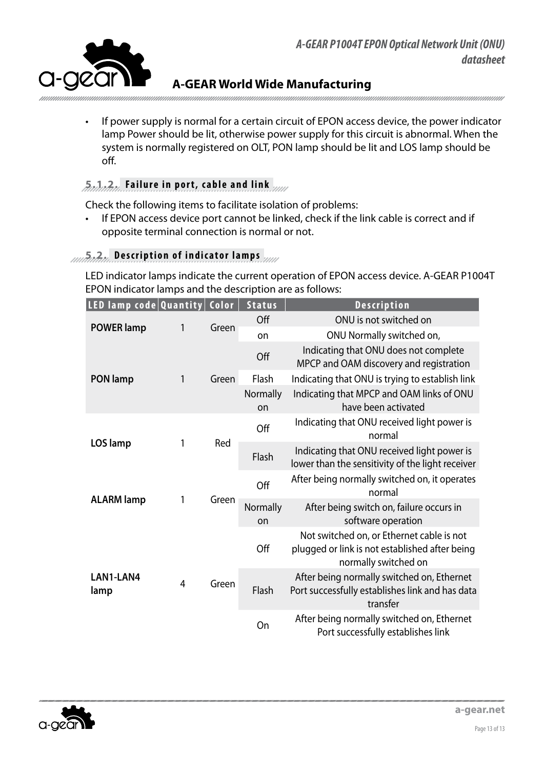- If power supply is normal for a certain circuit of EPON access device, the power indicator lamp Power should be lit, otherwise power supply for this circuit is abnormal. When the system is normally registered on OLT, PON lamp should be lit and LOS lamp should be off.

### 5.1.2. Failure in port, cable and link

Check the following items to facilitate isolation of problems:

- If EPON access device port cannot be linked, check if the link cable is correct and if opposite terminal connection is normal or not.

## 5.2. Description of indicator lamps

LED indicator lamps indicate the current operation of EPON access device. A-GEAR P1004T EPON indicator lamps and the description are as follows:

| LED lamp code | Quantity | Color | Status | Description |
|---|---|---|---|---|
| **POWER lamp** | 1 | Green | Off | ONU is not switched on |
| | | | on | ONU Normally switched on, |
| **PON lamp** | 1 | Green | Off | Indicating that ONU does not complete MPCP and OAM discovery and registration |
| | | | Flash | Indicating that ONU is trying to establish link |
| | | | Normally on | Indicating that MPCP and OAM links of ONU have been activated |
| **LOS lamp** | 1 | Red | Off | Indicating that ONU received light power is normal |
| | | | Flash | Indicating that ONU received light power is lower than the sensitivity of the light receiver |
| **ALARM lamp** | 1 | Green | Off | After being normally switched on, it operates normal |
| | | | Normally on | After being switch on, failure occurs in software operation |
| **LAN1-LAN4 lamp** | 4 | Green | Off | Not switched on, or Ethernet cable is not plugged or link is not established after being normally switched on |
| | | | Flash | After being normally switched on, Ethernet Port successfully establishes link and has data transfer |
| | | | On | After being normally switched on, Ethernet Port successfully establishes link |